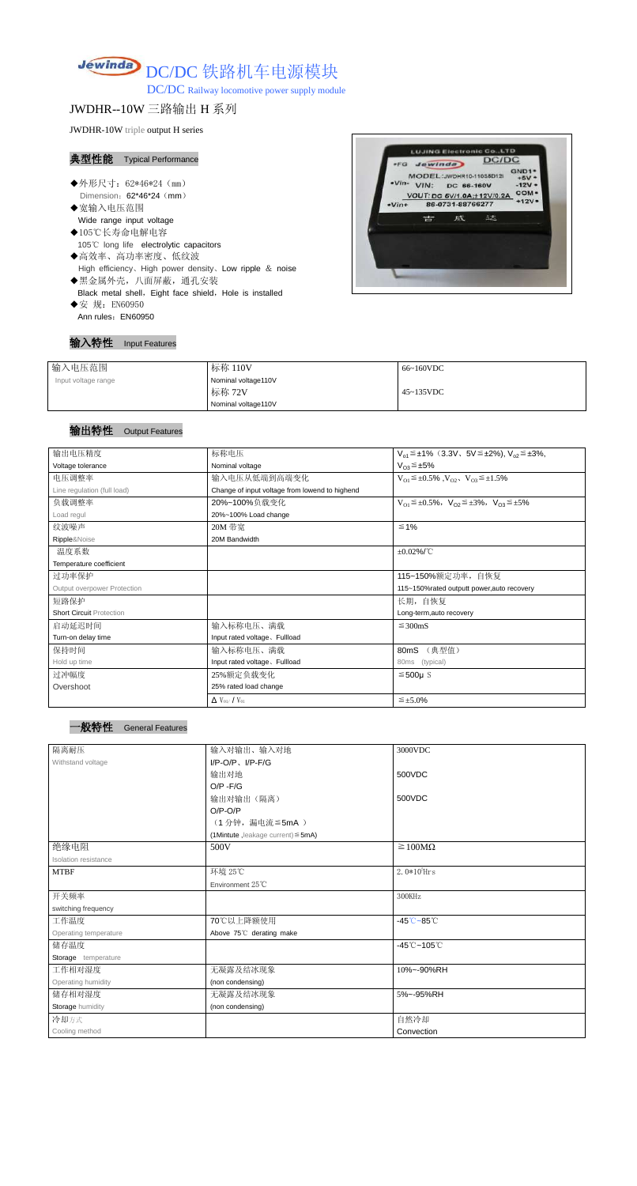# DC/DC 铁路机车电源模块

DC/DC Railway locomotive power supply module

## JWDHR--10W 三路输出 H 系列

JWDHR-10W triple output H series

### 典型性能 Typical Performance

- ◆外形尺寸：62*46*24（mm）
  Dimension：62*46*24（mm）
- ◆宽输入电压范围
  Wide range input voltage
- ◆105℃长寿命电解电容
  105℃ long life electrolytic capacitors
- ◆高效率、高功率密度、低纹波
  High efficiency、High power density、Low ripple ＆ noise
- ◆黑金属外壳，八面屏蔽，通孔安装
  Black metal shell，Eight face shield，Hole is installed
- ◆安 规：EN60950
  Ann rules：EN60950

### 输入特性 Input Features

| 输入电压范围<br>Input voltage range | 标称 110V<br>Nominal voltage110V | 66~160VDC |
|---|---|---|
| | 标称 72V<br>Nominal voltage110V | 45~135VDC |

### 输出特性 Output Features

| 输出电压精度<br>Voltage tolerance | 标称电压<br>Nominal voltage | $V_{o1}$≦±1%（3.3V、5V≦±2%), $V_{o2}$≦±3%,<br>$V_{O3}$≦±5% |
|---|---|---|
| 电压调整率<br>Line regulation (full load) | 输入电压从低端到高端变化<br>Change of input voltage from lowend to highend | $V_{O1}$≦±0.5% ,$V_{O2}$、$V_{O3}$≦±1.5% |
| 负载调整率<br>Load regul | 20%~100%负载变化<br>20%~100% Load change | $V_{O1}$≦±0.5%，$V_{O2}$≦±3%，$V_{O3}$≦±5% |
| 纹波噪声<br>Ripple&Noise | 20M 带宽<br>20M Bandwidth | ≦1% |
| 温度系数<br>Temperature coefficient | | ±0.02%/℃ |
| 过功率保护<br>Output overpower Protection | | 115~150%额定功率，自恢复<br>115~150%rated outputt power,auto recovery |
| 短路保护<br>Short Circuit Protection | | 长期，自恢复<br>Long-term,auto recovery |
| 启动延迟时间<br>Turn-on delay time | 输入标称电压、满载<br>Input rated voltage、Fullload | ≦300mS |
| 保持时间<br>Hold up time | 输入标称电压、满载<br>Input rated voltage、Fullload | 80mS （典型值）<br>80ms (typical) |
| 过冲幅度<br>Overshoot | 25%额定负载变化<br>25% rated load change | ≦500μS |
| | Δ$V_{01}$/$V_{01}$ | ≦±5.0% |

### 一般特性 General Features

| 隔离耐压<br>Withstand voltage | 输入对输出、输入对地<br>I/P-O/P、I/P-F/G | 3000VDC |
|---|---|---|
| | 输出对地<br>O/P -F/G | 500VDC |
| | 输出对输出（隔离）<br>O/P-O/P<br>（1 分钟，漏电流≦5mA ）<br>(1Mintute ,leakage current)≦5mA) | 500VDC |
| 绝缘电阻<br>Isolation resistance | 500V | ≧100MΩ |
| MTBF | 环境 25℃<br>Environment 25℃ | $2.0*10^5$Hrs |
| 开关频率<br>switching frequency | | 300KHz |
| 工作温度<br>Operating temperature | 70℃以上降额使用<br>Above 75℃ derating make | -45℃~85℃ |
| 储存温度<br>Storage temperature | | -45℃~105℃ |
| 工作相对湿度<br>Operating humidity | 无凝露及结冰现象<br>(non condensing) | 10%~-90%RH |
| 储存相对湿度<br>Storage humidity | 无凝露及结冰现象<br>(non condensing) | 5%~-95%RH |
| 冷却方式<br>Cooling method | | 自然冷却<br>Convection |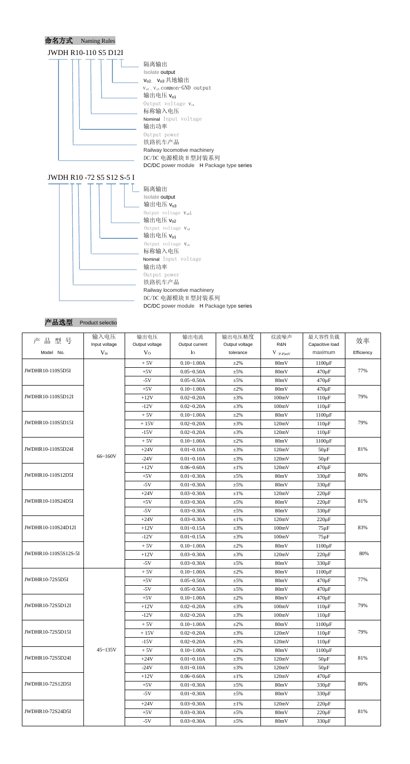## 命名方式 Naming Rules

JWDH R10-110 S5 D12I

- 隔离输出 Isolate output
- $V_{o2}$、$V_{o3}$ 共地输出 $V_{o2}$、$V_{o3}$ common-GND output
- 输出电压 $V_{o1}$ Output voltage $V_{o1}$
- 标称输入电压 Nominal Input voltage
- 输出功率 Output power
- 铁路机车产品 Railway locomotive machinery
- DC/DC 电源模块 H 型封装系列 DC/DC power module H Package type series

JWDH R10 -72 S5 S12 S-5 I

- 隔离输出 Isolate output
- 输出电压 $V_{o3}$ Output voltage $V_{o3}$1
- 输出电压 $V_{o2}$ Output voltage $V_{o2}$
- 输出电压 $V_{o1}$ Output voltage $V_{o1}$
- 标称输入电压 Nominal Input voltage
- 输出功率 Output power
- 铁路机车产品 Railway locomotive machinery
- DC/DC 电源模块 H 型封装系列 DC/DC power module H Package type series

## 产品选型 Product selectio

| 产 品 型 号 Model No. | 输入电压 Input voltage $V_{in}$ | 输出电压 Output voltage $V_O$ | 输出电流 Output current $I_O$ | 输出电压精度 Output voltage tolerance | 纹波噪声 R&N $V_{(P-P)mV}$ | 最大容性负载 Capacitive load maximum | 效率 Efficiency |
|---|---|---|---|---|---|---|---|
| JWDHR10-110S5D5I | 66~160V | + 5V | 0.10~1.00A | ±2% | 80mV | 1100μF | 77% |
| | | +5V | 0.05~0.50A | ±5% | 80mV | 470μF | |
| | | -5V | 0.05~0.50A | ±5% | 80mV | 470μF | |
| JWDHR10-110S5D12I | | +5V | 0.10~1.00A | ±2% | 80mV | 470μF | 79% |
| | | +12V | 0.02~0.20A | ±3% | 100mV | 110μF | |
| | | -12V | 0.02~0.20A | ±3% | 100mV | 110μF | |
| JWDHR10-110S5D15I | | + 5V | 0.10~1.00A | ±2% | 80mV | 1100μF | 79% |
| | | + 15V | 0.02~0.20A | ±3% | 120mV | 110μF | |
| | | -15V | 0.02~0.20A | ±3% | 120mV | 110μF | |
| JWDHR10-110S5D24I | | + 5V | 0.10~1.00A | ±2% | 80mV | 1100μF | 81% |
| | | +24V | 0.01~0.10A | ±3% | 120mV | 50μF | |
| | | -24V | 0.01~0.10A | ±3% | 120mV | 50μF | |
| JWDHR10-110S12D5I | | +12V | 0.06~0.60A | ±1% | 120mV | 470μF | 80% |
| | | +5V | 0.01~0.30A | ±5% | 80mV | 330μF | |
| | | -5V | 0.01~0.30A | ±5% | 80mV | 330μF | |
| JWDHR10-110S24D5I | | +24V | 0.03~0.30A | ±1% | 120mV | 220μF | 81% |
| | | +5V | 0.03~0.30A | ±5% | 80mV | 220μF | |
| | | -5V | 0.03~0.30A | ±5% | 80mV | 330μF | |
| JWDHR10-110S24D12I | | +24V | 0.03~0.30A | ±1% | 120mV | 220μF | 83% |
| | | +12V | 0.01~0.15A | ±3% | 100mV | 75μF | |
| | | -12V | 0.01~0.15A | ±3% | 100mV | 75μF | |
| JWDHR10-110S5S12S-5I | | + 5V | 0.10~1.00A | ±2% | 80mV | 1100μF | 80% |
| | | +12V | 0.03~0.30A | ±3% | 120mV | 220μF | |
| | | -5V | 0.03~0.30A | ±5% | 80mV | 330μF | |
| JWDHR10-72S5D5I | 45~135V | + 5V | 0.10~1.00A | ±2% | 80mV | 1100μF | 77% |
| | | +5V | 0.05~0.50A | ±5% | 80mV | 470μF | |
| | | -5V | 0.05~0.50A | ±5% | 80mV | 470μF | |
| JWDHR10-72S5D12I | | +5V | 0.10~1.00A | ±2% | 80mV | 470μF | 79% |
| | | +12V | 0.02~0.20A | ±3% | 100mV | 110μF | |
| | | -12V | 0.02~0.20A | ±3% | 100mV | 110μF | |
| JWDHR10-72S5D15I | | + 5V | 0.10~1.00A | ±2% | 80mV | 1100μF | 79% |
| | | + 15V | 0.02~0.20A | ±3% | 120mV | 110μF | |
| | | -15V | 0.02~0.20A | ±3% | 120mV | 110μF | |
| JWDHR10-72S5D24I | | + 5V | 0.10~1.00A | ±2% | 80mV | 1100μF | 81% |
| | | +24V | 0.01~0.10A | ±3% | 120mV | 50μF | |
| | | -24V | 0.01~0.10A | ±3% | 120mV | 50μF | |
| JWDHR10-72S12D5I | | +12V | 0.06~0.60A | ±1% | 120mV | 470μF | 80% |
| | | +5V | 0.01~0.30A | ±5% | 80mV | 330μF | |
| | | -5V | 0.01~0.30A | ±5% | 80mV | 330μF | |
| JWDHR10-72S24D5I | | +24V | 0.03~0.30A | ±1% | 120mV | 220μF | 81% |
| | | +5V | 0.03~0.30A | ±5% | 80mV | 220μF | |
| | | -5V | 0.03~0.30A | ±5% | 80mV | 330μF | |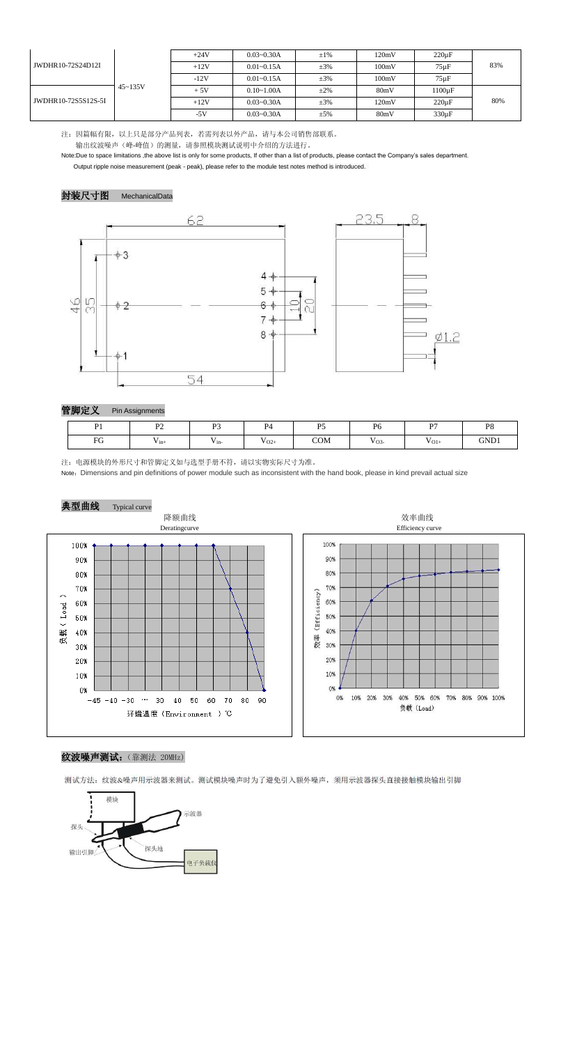| | | | | | | | |
|---|---|---|---|---|---|---|---|
| JWDHR10-72S24D12I | 45~135V | +24V | 0.03~0.30A | ±1% | 120mV | 220μF | 83% |
| | | +12V | 0.01~0.15A | ±3% | 100mV | 75μF | |
| | | -12V | 0.01~0.15A | ±3% | 100mV | 75μF | |
| JWDHR10-72S5S12S-5I | | + 5V | 0.10~1.00A | ±2% | 80mV | 1100μF | 80% |
| | | +12V | 0.03~0.30A | ±3% | 120mV | 220μF | |
| | | -5V | 0.03~0.30A | ±5% | 80mV | 330μF | |

注：因篇幅有限，以上只是部分产品列表，若需列表以外产品，请与本公司销售部联系。

输出纹波噪声（峰-峰值）的测量，请参照模块测试说明中介绍的方法进行。

Note:Due to space limitations ,the above list is only for some products, If other than a list of products, please contact the Company's sales department.

Output ripple noise measurement (peak - peak), please refer to the module test notes method is introduced.

## 封装尺寸图 MechanicalData

62

46 35

3
2
1

4 5 6 7 8

10 20

54

23.5 8

Ø1.2

## 管脚定义 Pin Assignments

| P1 | P2 | P3 | P4 | P5 | P6 | P7 | P8 |
|---|---|---|---|---|---|---|---|
| FG | $V_{in+}$ | $V_{in-}$ | $V_{O2+}$ | COM | $V_{O3-}$ | $V_{O1+}$ | GND1 |

注：电源模块的外形尺寸和管脚定义如与选型手册不符，请以实物实际尺寸为准。

Note：Dimensions and pin definitions of power module such as inconsistent with the hand book, please in kind prevail actual size

## 典型曲线 Typical curve

降额曲线
Deratingcurve

100% 90% 80% 70% 60% 50% 40% 30% 20% 10% 0%

负载（Load）

-45 -40 -30 … 30 40 50 60 70 80 90

环境温度（Environment ）℃

效率曲线
Efficiency curve

100% 90% 80% 70% 60% 50% 40% 30% 20% 10% 0%

效率（Efficiency）

0% 10% 20% 30% 40% 50% 60% 70% 80% 90% 100%

负载（Load）

## 纹波噪声测试：（靠测法 20MHz）

测试方法：纹波&噪声用示波器来测试。测试模块噪声时为了避免引入额外噪声，须用示波器探头直接接触模块输出引脚

模块

示波器

探头

探头地

输出引脚

电子负载仪